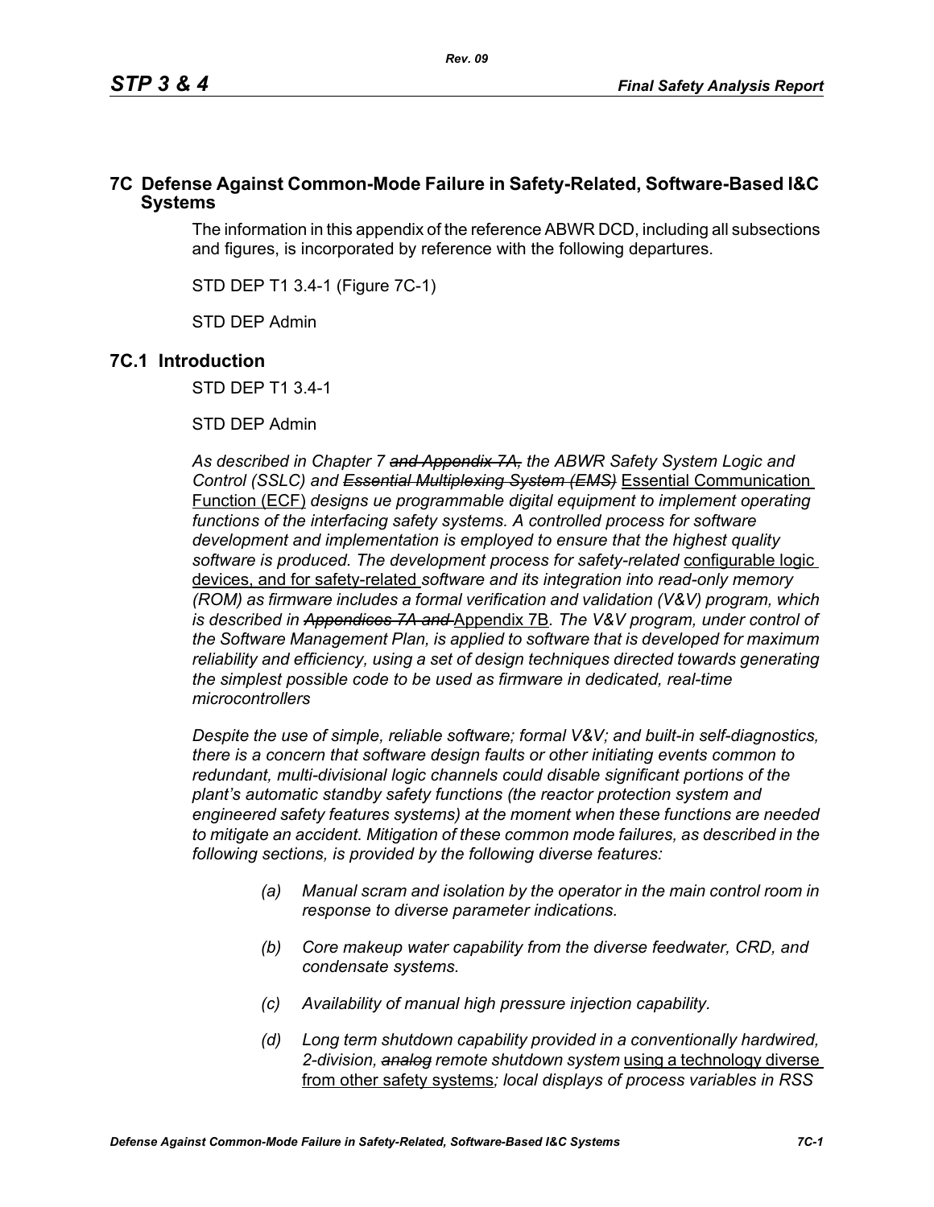## 7C Defense Against Common-Mode Failure in Safety-Related, Software-Based I&C Systems

The information in this appendix of the reference ABWR DCD, including all subsections and figures, is incorporated by reference with the following departures.

STD DEP T1 3.4-1 (Figure 7C-1)

STD DEP Admin

## 7C.1 Introduction

STD DEP T1 3.4-1

STD DEP Admin

*As described in Chapter 7* ~~*and Appendix 7A,*~~ *the ABWR Safety System Logic and Control (SSLC) and* ~~*Essential Multiplexing System (EMS)*~~ <u>Essential Communication Function (ECF)</u> *designs ue programmable digital equipment to implement operating functions of the interfacing safety systems. A controlled process for software development and implementation is employed to ensure that the highest quality software is produced. The development process for safety-related* <u>configurable logic devices, and for safety-related</u> *software and its integration into read-only memory (ROM) as firmware includes a formal verification and validation (V&V) program, which is described in* ~~*Appendices 7A and*~~ <u>Appendix 7B</u>*. The V&V program, under control of the Software Management Plan, is applied to software that is developed for maximum reliability and efficiency, using a set of design techniques directed towards generating the simplest possible code to be used as firmware in dedicated, real-time microcontrollers*

*Despite the use of simple, reliable software; formal V&V; and built-in self-diagnostics, there is a concern that software design faults or other initiating events common to redundant, multi-divisional logic channels could disable significant portions of the plant's automatic standby safety functions (the reactor protection system and engineered safety features systems) at the moment when these functions are needed to mitigate an accident. Mitigation of these common mode failures, as described in the following sections, is provided by the following diverse features:*

- *(a) Manual scram and isolation by the operator in the main control room in response to diverse parameter indications.*
- *(b) Core makeup water capability from the diverse feedwater, CRD, and condensate systems.*
- *(c) Availability of manual high pressure injection capability.*
- *(d) Long term shutdown capability provided in a conventionally hardwired, 2-division,* ~~*analog*~~ *remote shutdown system* <u>using a technology diverse from other safety systems</u>*; local displays of process variables in RSS*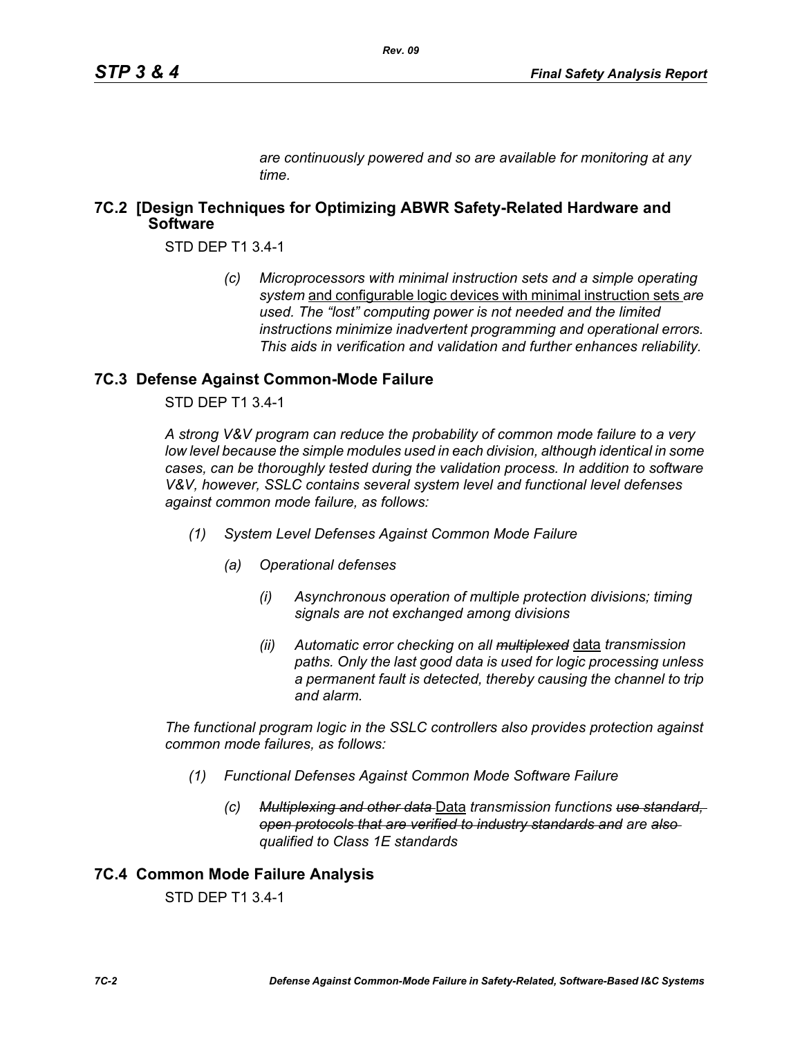*are continuously powered and so are available for monitoring at any time.*

## 7C.2 [Design Techniques for Optimizing ABWR Safety-Related Hardware and Software

STD DEP T1 3.4-1

> *(c) Microprocessors with minimal instruction sets and a simple operating system* and configurable logic devices with minimal instruction sets *are used. The "lost" computing power is not needed and the limited instructions minimize inadvertent programming and operational errors. This aids in verification and validation and further enhances reliability.*

## 7C.3 Defense Against Common-Mode Failure

STD DEP T1 3.4-1

*A strong V&V program can reduce the probability of common mode failure to a very low level because the simple modules used in each division, although identical in some cases, can be thoroughly tested during the validation process. In addition to software V&V, however, SSLC contains several system level and functional level defenses against common mode failure, as follows:*

*(1) System Level Defenses Against Common Mode Failure*

*(a) Operational defenses*

*(i) Asynchronous operation of multiple protection divisions; timing signals are not exchanged among divisions*

*(ii) Automatic error checking on all ~~multiplexed~~* data *transmission paths. Only the last good data is used for logic processing unless a permanent fault is detected, thereby causing the channel to trip and alarm.*

*The functional program logic in the SSLC controllers also provides protection against common mode failures, as follows:*

*(1) Functional Defenses Against Common Mode Software Failure*

*(c) ~~Multiplexing and other data~~* Data *transmission functions ~~use standard, open protocols that are verified to industry standards and~~ are ~~also~~ qualified to Class 1E standards*

## 7C.4 Common Mode Failure Analysis

STD DEP T1 3.4-1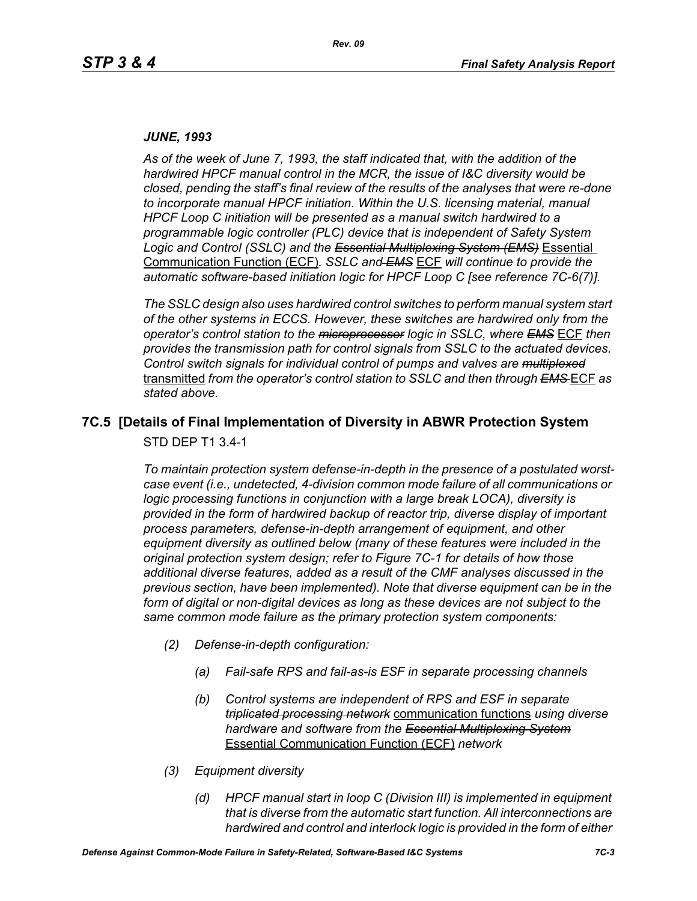*JUNE, 1993*

*As of the week of June 7, 1993, the staff indicated that, with the addition of the hardwired HPCF manual control in the MCR, the issue of I&C diversity would be closed, pending the staff's final review of the results of the analyses that were re-done to incorporate manual HPCF initiation. Within the U.S. licensing material, manual HPCF Loop C initiation will be presented as a manual switch hardwired to a programmable logic controller (PLC) device that is independent of Safety System Logic and Control (SSLC) and the* ~~*Essential Multiplexing System (EMS)*~~ <u>Essential Communication Function (ECF)</u>. *SSLC and* ~~*EMS*~~ <u>ECF</u> *will continue to provide the automatic software-based initiation logic for HPCF Loop C [see reference 7C-6(7)].*

*The SSLC design also uses hardwired control switches to perform manual system start of the other systems in ECCS. However, these switches are hardwired only from the operator's control station to the* ~~*microprocessor*~~ *logic in SSLC, where* ~~*EMS*~~ <u>ECF</u> *then provides the transmission path for control signals from SSLC to the actuated devices. Control switch signals for individual control of pumps and valves are* ~~*multiplexed*~~ <u>transmitted</u> *from the operator's control station to SSLC and then through* ~~*EMS*~~ <u>ECF</u> *as stated above.*

## 7C.5 [Details of Final Implementation of Diversity in ABWR Protection System

STD DEP T1 3.4-1

*To maintain protection system defense-in-depth in the presence of a postulated worst-case event (i.e., undetected, 4-division common mode failure of all communications or logic processing functions in conjunction with a large break LOCA), diversity is provided in the form of hardwired backup of reactor trip, diverse display of important process parameters, defense-in-depth arrangement of equipment, and other equipment diversity as outlined below (many of these features were included in the original protection system design; refer to Figure 7C-1 for details of how those additional diverse features, added as a result of the CMF analyses discussed in the previous section, have been implemented). Note that diverse equipment can be in the form of digital or non-digital devices as long as these devices are not subject to the same common mode failure as the primary protection system components:*

- *(2) Defense-in-depth configuration:*
  - *(a) Fail-safe RPS and fail-as-is ESF in separate processing channels*
  - *(b) Control systems are independent of RPS and ESF in separate* ~~*triplicated processing network*~~ <u>communication functions</u> *using diverse hardware and software from the* ~~*Essential Multiplexing System*~~ <u>Essential Communication Function (ECF)</u> *network*
- *(3) Equipment diversity*
  - *(d) HPCF manual start in loop C (Division III) is implemented in equipment that is diverse from the automatic start function. All interconnections are hardwired and control and interlock logic is provided in the form of either*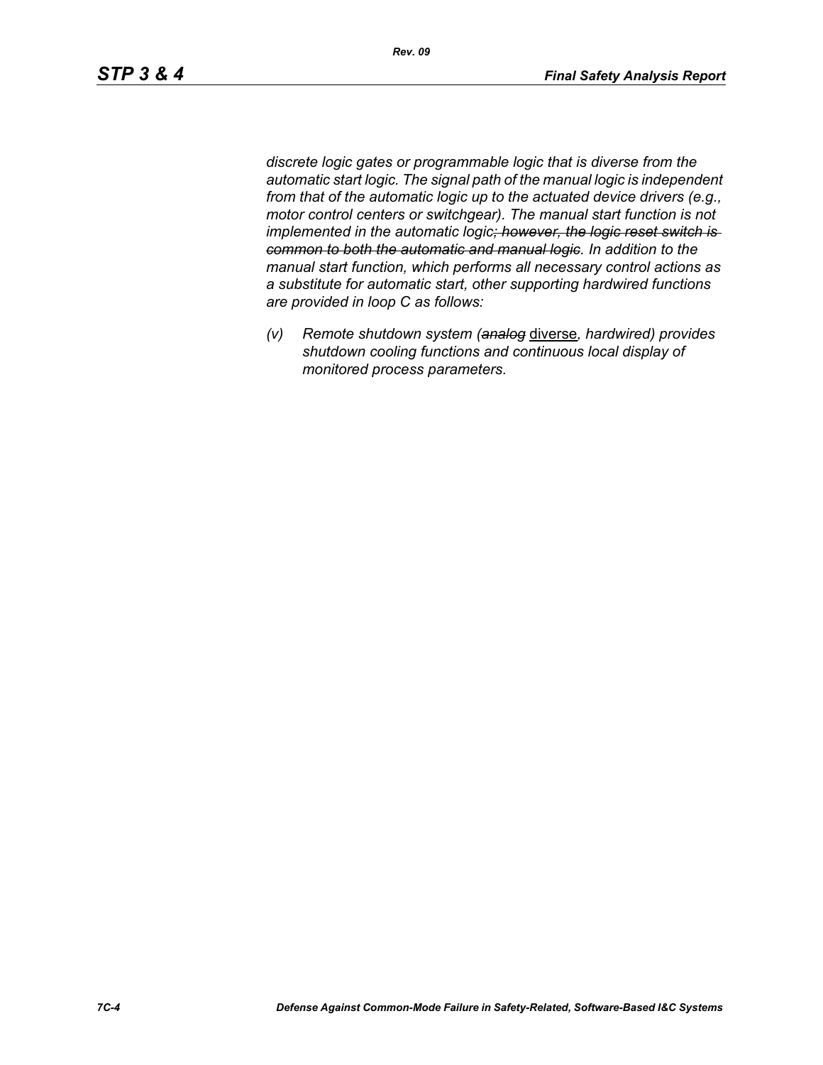*discrete logic gates or programmable logic that is diverse from the automatic start logic. The signal path of the manual logic is independent from that of the automatic logic up to the actuated device drivers (e.g., motor control centers or switchgear). The manual start function is not implemented in the automatic logic~~; however, the logic reset switch is common to both the automatic and manual logic~~. In addition to the manual start function, which performs all necessary control actions as a substitute for automatic start, other supporting hardwired functions are provided in loop C as follows:*

*(v) Remote shutdown system (~~analog~~* <u>diverse</u>*, hardwired) provides shutdown cooling functions and continuous local display of monitored process parameters.*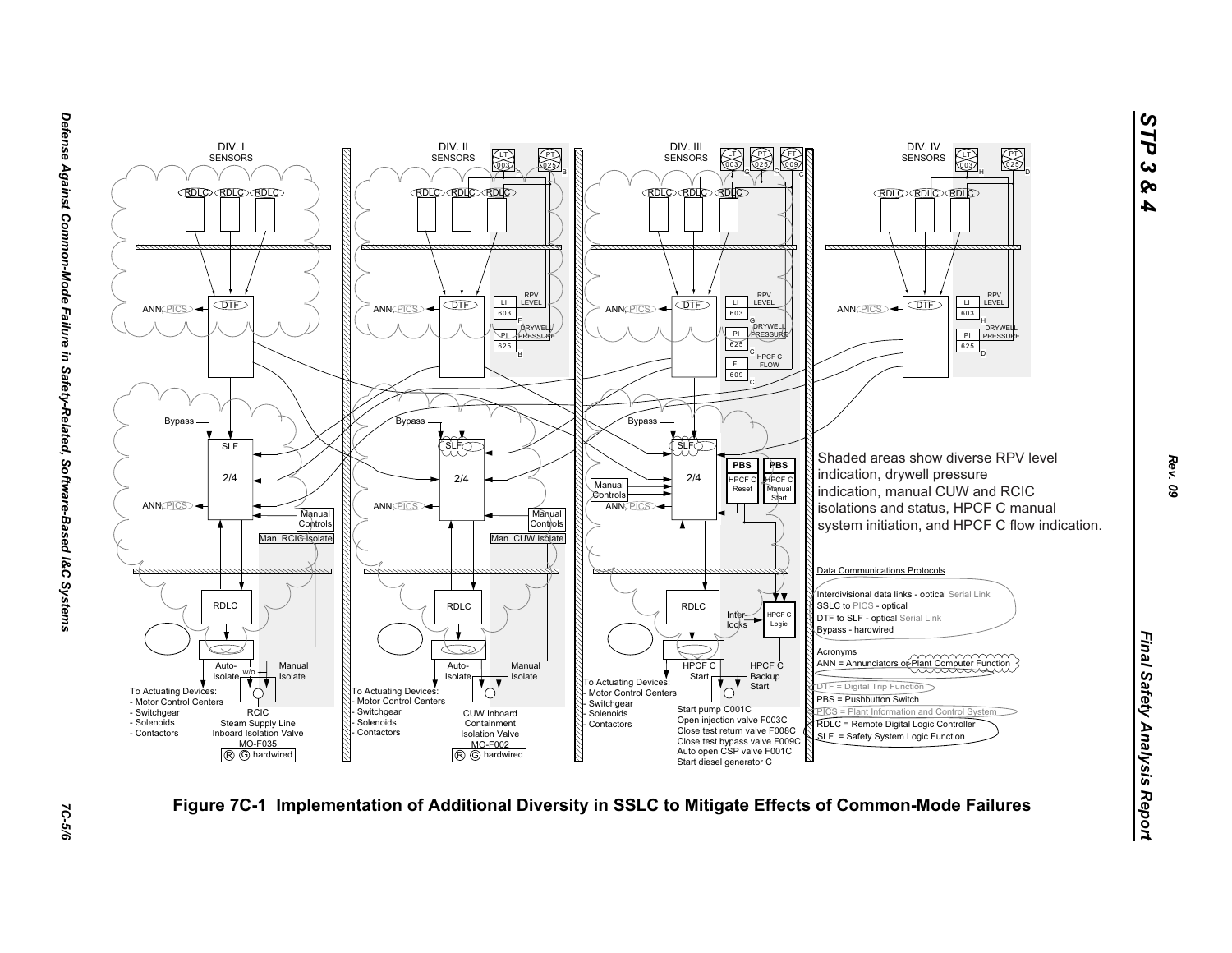DIV. I
SENSORS

DIV. II
SENSORS

DIV. III
SENSORS

DIV. IV
SENSORS

RDLC RDLC RDLC

LT 003
PT 025
FT 009

DTF

ANN, PICS

LI 603
RPV LEVEL

PI 625
DRYWELL PRESSURE

FI 609
HPCF C FLOW

Bypass

SLF

2/4

PBS
HPCF C Reset

PBS
HPCF C Manual Start

Manual Controls

Man. RCIC Isolate

Man. CUW Isolate

RDLC

Inter-locks

HPCF C Logic

Auto-Isolate

w/o

Manual Isolate

HPCF C Start

HPCF C Backup Start

To Actuating Devices:
- Motor Control Centers
- Switchgear
- Solenoids
- Contactors

RCIC
Steam Supply Line
Inboard Isolation Valve
MO-F035
R G hardwired

CUW Inboard
Containment
Isolation Valve
MO-F002
R G hardwired

Start pump C001C
Open injection valve F003C
Close test return valve F008C
Close test bypass valve F009C
Auto open CSP valve F001C
Start diesel generator C

Shaded areas show diverse RPV level indication, drywell pressure indication, manual CUW and RCIC isolations and status, HPCF C manual system initiation, and HPCF C flow indication.

Data Communications Protocols

Interdivisional data links - optical Serial Link
SSLC to PICS - optical
DTF to SLF - optical Serial Link
Bypass - hardwired

Acronyms

ANN = Annunciators or Plant Computer Function
DTF = Digital Trip Function
PBS = Pushbutton Switch
PICS = Plant Information and Control System
RDLC = Remote Digital Logic Controller
SLF = Safety System Logic Function

Figure 7C-1 Implementation of Additional Diversity in SSLC to Mitigate Effects of Common-Mode Failures